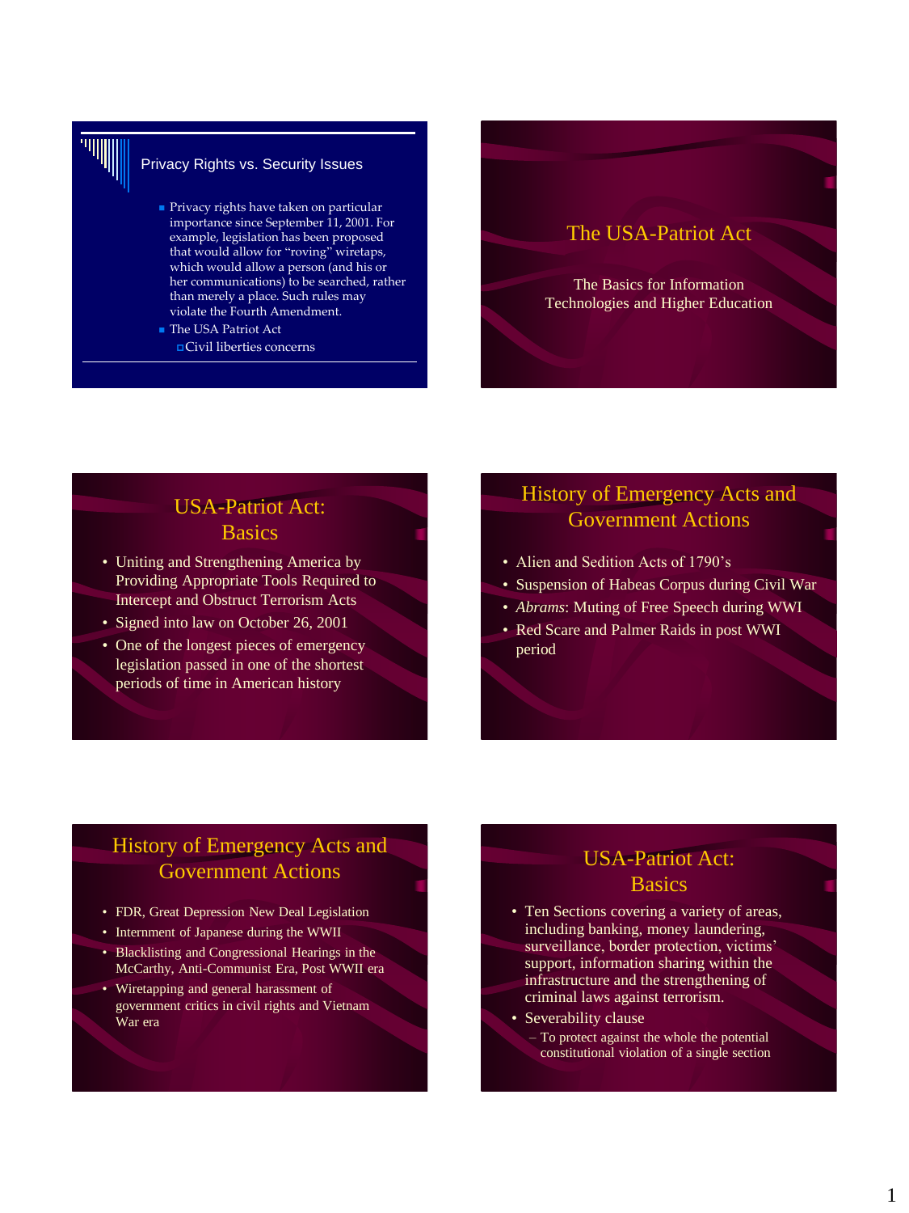## Privacy Rights vs. Security Issues

- Privacy rights have taken on particular importance since September 11, 2001. For example, legislation has been proposed that would allow for "roving" wiretaps, which would allow a person (and his or her communications) to be searched, rather than merely a place. Such rules may violate the Fourth Amendment.
- The USA Patriot Act
  - Civil liberties concerns

## The USA-Patriot Act

The Basics for Information Technologies and Higher Education

## USA-Patriot Act: Basics

- Uniting and Strengthening America by Providing Appropriate Tools Required to Intercept and Obstruct Terrorism Acts
- Signed into law on October 26, 2001
- One of the longest pieces of emergency legislation passed in one of the shortest periods of time in American history

## History of Emergency Acts and Government Actions

- Alien and Sedition Acts of 1790's
- Suspension of Habeas Corpus during Civil War
- *Abrams*: Muting of Free Speech during WWI
- Red Scare and Palmer Raids in post WWI period

## History of Emergency Acts and Government Actions

- FDR, Great Depression New Deal Legislation
- Internment of Japanese during the WWII
- Blacklisting and Congressional Hearings in the McCarthy, Anti-Communist Era, Post WWII era
- Wiretapping and general harassment of government critics in civil rights and Vietnam War era

## USA-Patriot Act: Basics

- Ten Sections covering a variety of areas, including banking, money laundering, surveillance, border protection, victims' support, information sharing within the infrastructure and the strengthening of criminal laws against terrorism.
- Severability clause
  - To protect against the whole the potential constitutional violation of a single section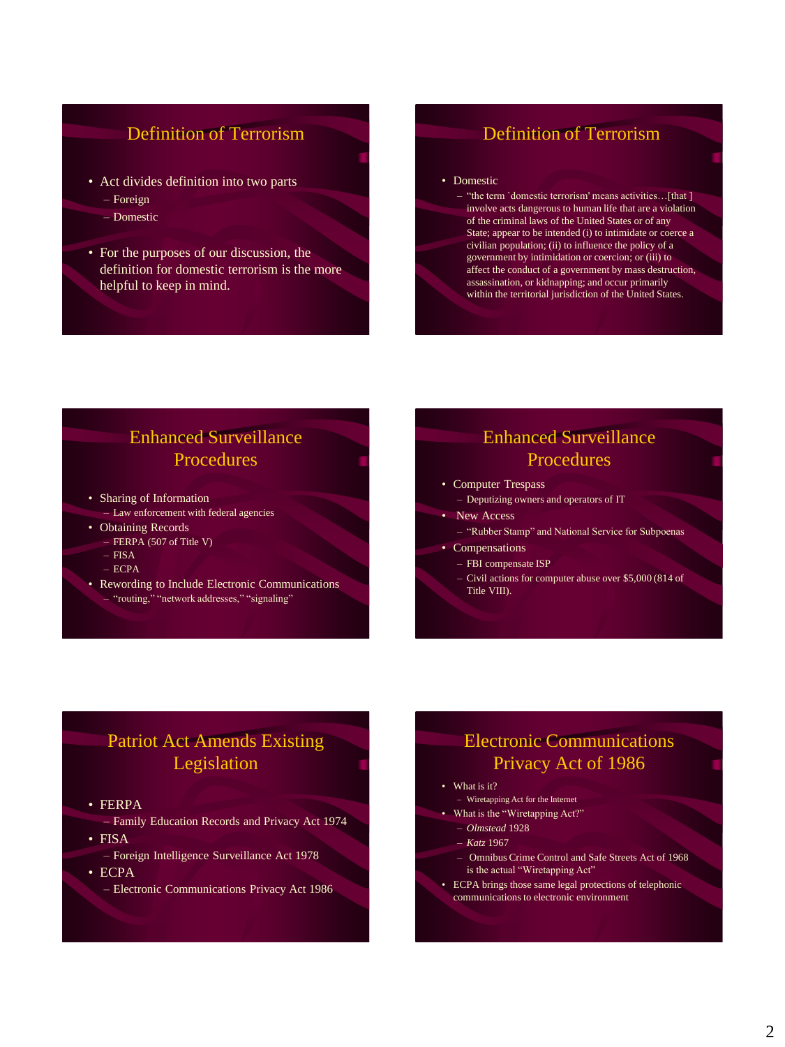## Definition of Terrorism

- Act divides definition into two parts
  - Foreign
  - Domestic
- For the purposes of our discussion, the definition for domestic terrorism is the more helpful to keep in mind.

## Definition of Terrorism

- Domestic
  - "the term `domestic terrorism' means activities…[that ] involve acts dangerous to human life that are a violation of the criminal laws of the United States or of any State; appear to be intended (i) to intimidate or coerce a civilian population; (ii) to influence the policy of a government by intimidation or coercion; or (iii) to affect the conduct of a government by mass destruction, assassination, or kidnapping; and occur primarily within the territorial jurisdiction of the United States.

## Enhanced Surveillance Procedures

- Sharing of Information
  - Law enforcement with federal agencies
- Obtaining Records
  - FERPA (507 of Title V)
  - FISA
  - ECPA
- Rewording to Include Electronic Communications
  - "routing," "network addresses," "signaling"

## Enhanced Surveillance Procedures

- Computer Trespass
  - Deputizing owners and operators of IT
- New Access
  - "Rubber Stamp" and National Service for Subpoenas
- Compensations
  - FBI compensate ISP
  - Civil actions for computer abuse over $5,000 (814 of Title VIII).

## Patriot Act Amends Existing Legislation

- FERPA
  - Family Education Records and Privacy Act 1974
- FISA
  - Foreign Intelligence Surveillance Act 1978
- ECPA
  - Electronic Communications Privacy Act 1986

## Electronic Communications Privacy Act of 1986

- What is it?
  - Wiretapping Act for the Internet
- What is the "Wiretapping Act?"
  - *Olmstead* 1928
  - *Katz* 1967
  - Omnibus Crime Control and Safe Streets Act of 1968 is the actual "Wiretapping Act"
- ECPA brings those same legal protections of telephonic communications to electronic environment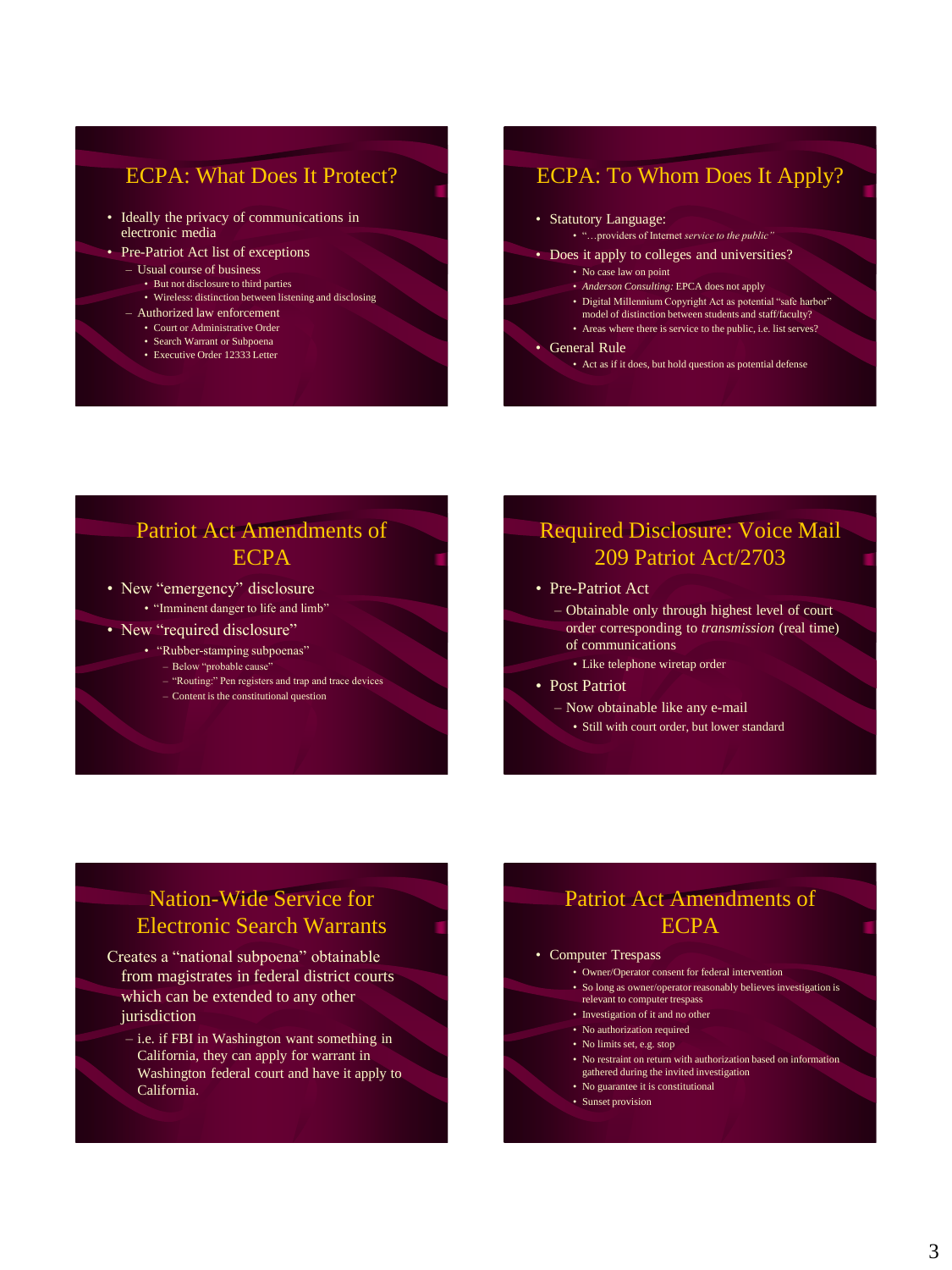## ECPA: What Does It Protect?

- Ideally the privacy of communications in electronic media
- Pre-Patriot Act list of exceptions
  - Usual course of business
    - But not disclosure to third parties
    - Wireless: distinction between listening and disclosing
  - Authorized law enforcement
    - Court or Administrative Order
    - Search Warrant or Subpoena
    - Executive Order 12333 Letter

## ECPA: To Whom Does It Apply?

- Statutory Language:
  - "…providers of Internet *service to the public"*
- Does it apply to colleges and universities?
  - No case law on point
  - *Anderson Consulting:* EPCA does not apply
  - Digital Millennium Copyright Act as potential "safe harbor" model of distinction between students and staff/faculty?
  - Areas where there is service to the public, i.e. list serves?
- General Rule
  - Act as if it does, but hold question as potential defense

## Patriot Act Amendments of ECPA

- New "emergency" disclosure
  - "Imminent danger to life and limb"
- New "required disclosure"
  - "Rubber-stamping subpoenas"
    - Below "probable cause"
    - "Routing:" Pen registers and trap and trace devices
    - Content is the constitutional question

## Required Disclosure: Voice Mail 209 Patriot Act/2703

- Pre-Patriot Act
  - Obtainable only through highest level of court order corresponding to *transmission* (real time) of communications
    - Like telephone wiretap order
- Post Patriot
  - Now obtainable like any e-mail
    - Still with court order, but lower standard

## Nation-Wide Service for Electronic Search Warrants

Creates a "national subpoena" obtainable from magistrates in federal district courts which can be extended to any other jurisdiction

- i.e. if FBI in Washington want something in California, they can apply for warrant in Washington federal court and have it apply to California.

## Patriot Act Amendments of ECPA

- Computer Trespass
  - Owner/Operator consent for federal intervention
  - So long as owner/operator reasonably believes investigation is relevant to computer trespass
  - Investigation of it and no other
  - No authorization required
  - No limits set, e.g. stop
  - No restraint on return with authorization based on information gathered during the invited investigation
  - No guarantee it is constitutional
  - Sunset provision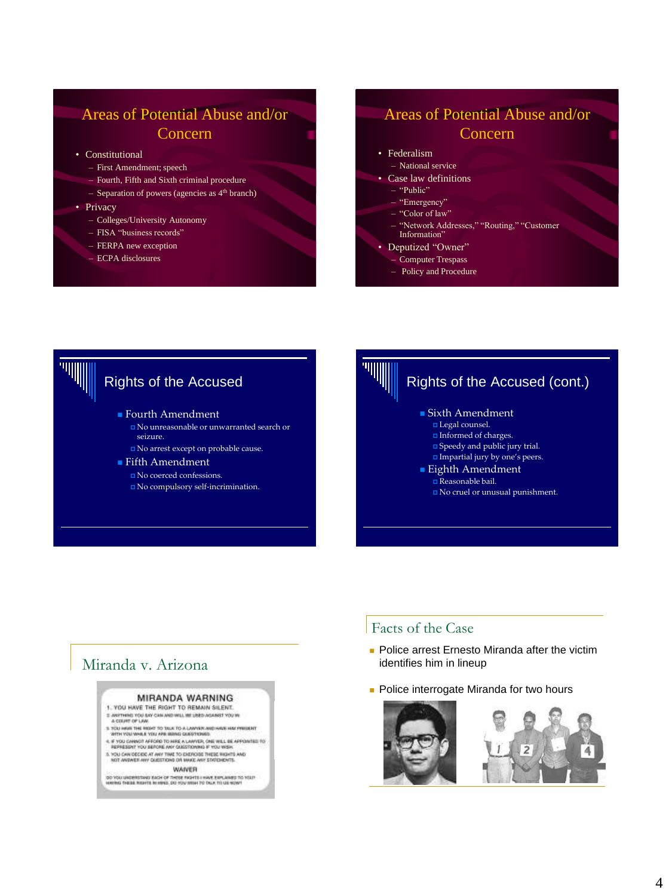## Areas of Potential Abuse and/or Concern

- Constitutional
  - First Amendment; speech
  - Fourth, Fifth and Sixth criminal procedure
  - Separation of powers (agencies as 4th branch)
- Privacy
  - Colleges/University Autonomy
  - FISA "business records"
  - FERPA new exception
  - ECPA disclosures

## Areas of Potential Abuse and/or Concern

- Federalism
  - National service
- Case law definitions
  - "Public"
  - "Emergency"
  - "Color of law"
  - "Network Addresses," "Routing," "Customer Information"
- Deputized "Owner"
  - Computer Trespass
  - Policy and Procedure

## Rights of the Accused

- Fourth Amendment
  - No unreasonable or unwarranted search or seizure.
  - No arrest except on probable cause.
- Fifth Amendment
  - No coerced confessions.
  - No compulsory self-incrimination.

## Rights of the Accused (cont.)

- Sixth Amendment
  - Legal counsel.
  - Informed of charges.
  - Speedy and public jury trial.
  - Impartial jury by one's peers.
- Eighth Amendment
  - Reasonable bail.
  - No cruel or unusual punishment.

## Miranda v. Arizona

MIRANDA WARNING

1. YOU HAVE THE RIGHT TO REMAIN SILENT.
2. ANYTHING YOU SAY CAN AND WILL BE USED AGAINST YOU IN A COURT OF LAW.
3. YOU HAVE THE RIGHT TO TALK TO A LAWYER AND HAVE HIM PRESENT WITH YOU WHILE YOU ARE BEING QUESTIONED.
4. IF YOU CANNOT AFFORD TO HIRE A LAWYER, ONE WILL BE APPOINTED TO REPRESENT YOU BEFORE ANY QUESTIONING IF YOU WISH.
5. YOU CAN DECIDE AT ANY TIME TO EXERCISE THESE RIGHTS AND NOT ANSWER ANY QUESTIONS OR MAKE ANY STATEMENTS.

WAIVER

DO YOU UNDERSTAND EACH OF THESE RIGHTS I HAVE EXPLAINED TO YOU? HAVING THESE RIGHTS IN MIND, DO YOU WISH TO TALK TO US NOW?

## Facts of the Case

- Police arrest Ernesto Miranda after the victim identifies him in lineup
- Police interrogate Miranda for two hours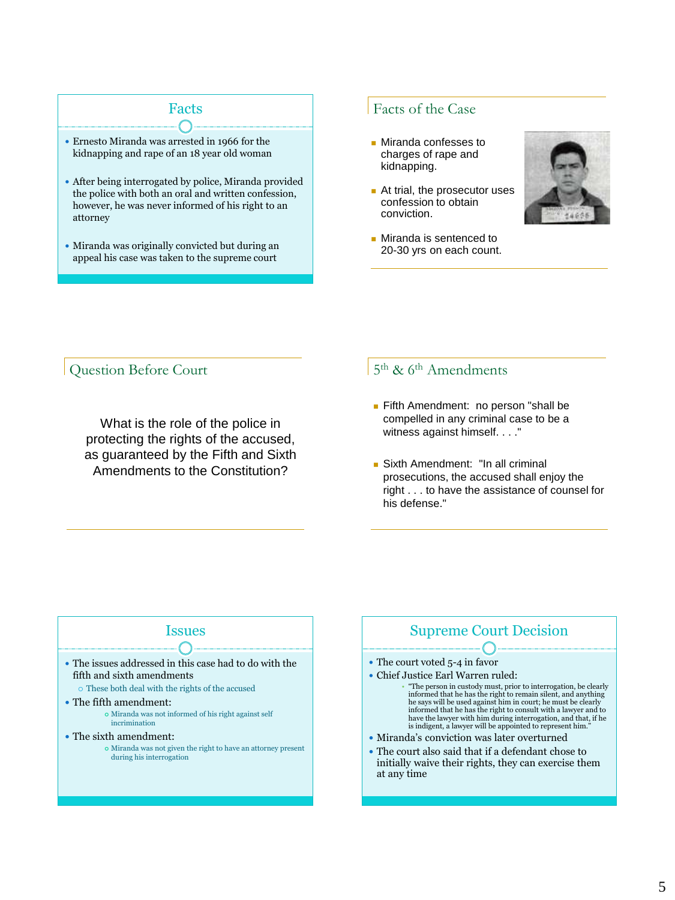## Facts

- Ernesto Miranda was arrested in 1966 for the kidnapping and rape of an 18 year old woman
- After being interrogated by police, Miranda provided the police with both an oral and written confession, however, he was never informed of his right to an attorney
- Miranda was originally convicted but during an appeal his case was taken to the supreme court

## Facts of the Case

- Miranda confesses to charges of rape and kidnapping.
- At trial, the prosecutor uses confession to obtain conviction.
- Miranda is sentenced to 20-30 yrs on each count.

## Question Before Court

What is the role of the police in protecting the rights of the accused, as guaranteed by the Fifth and Sixth Amendments to the Constitution?

## 5th & 6th Amendments

- Fifth Amendment: no person "shall be compelled in any criminal case to be a witness against himself. . . ."
- Sixth Amendment: "In all criminal prosecutions, the accused shall enjoy the right . . . to have the assistance of counsel for his defense."

## Issues

- The issues addressed in this case had to do with the fifth and sixth amendments
  - These both deal with the rights of the accused
- The fifth amendment:
  - Miranda was not informed of his right against self incrimination
- The sixth amendment:
  - Miranda was not given the right to have an attorney present during his interrogation

## Supreme Court Decision

- The court voted 5-4 in favor
- Chief Justice Earl Warren ruled:
  - "The person in custody must, prior to interrogation, be clearly informed that he has the right to remain silent, and anything he says will be used against him in court; he must be clearly informed that he has the right to consult with a lawyer and to have the lawyer with him during interrogation, and that, if he is indigent, a lawyer will be appointed to represent him."
- Miranda's conviction was later overturned
- The court also said that if a defendant chose to initially waive their rights, they can exercise them at any time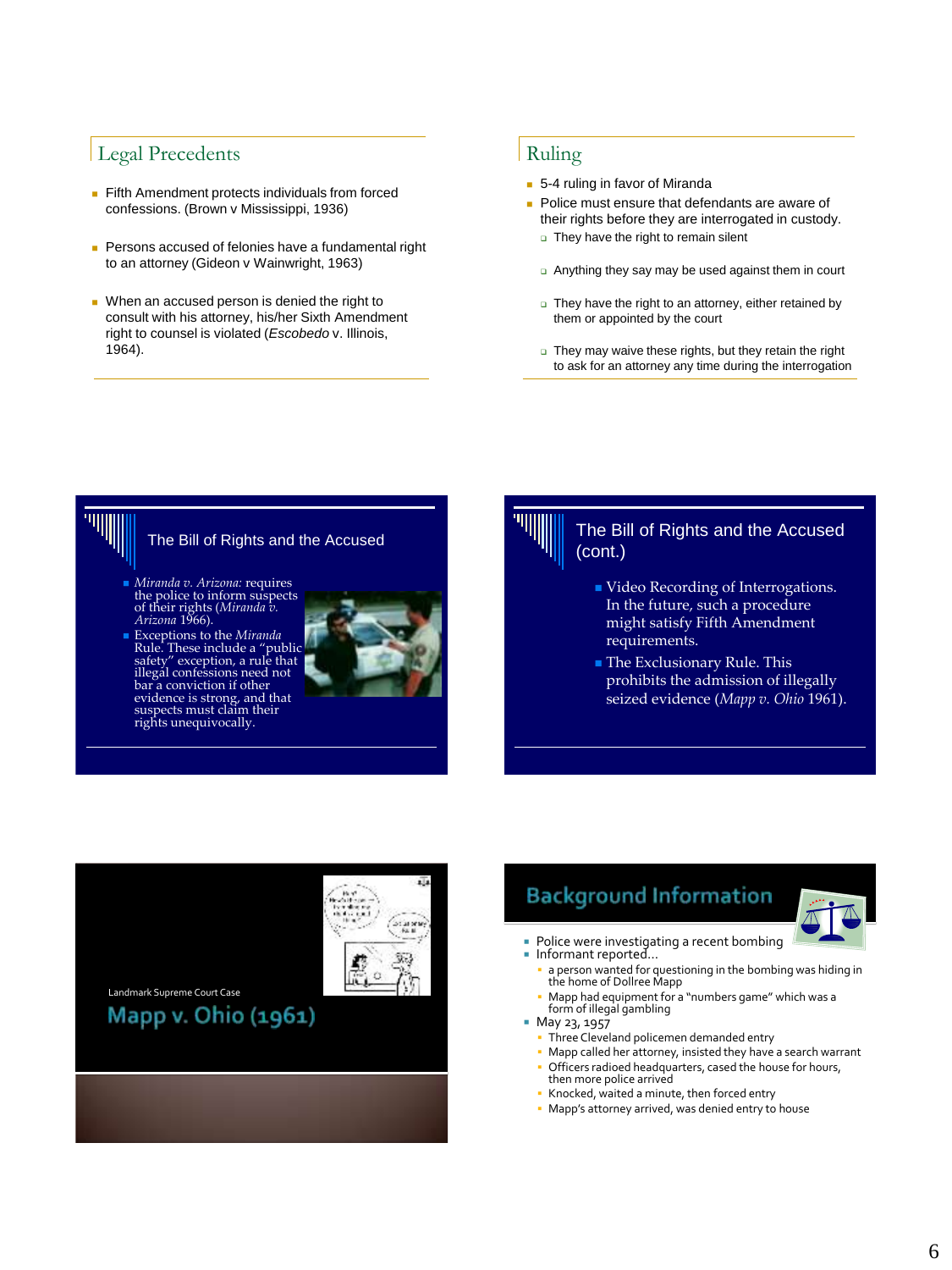## Legal Precedents

- Fifth Amendment protects individuals from forced confessions. (Brown v Mississippi, 1936)
- Persons accused of felonies have a fundamental right to an attorney (Gideon v Wainwright, 1963)
- When an accused person is denied the right to consult with his attorney, his/her Sixth Amendment right to counsel is violated (*Escobedo* v. Illinois, 1964).

## Ruling

- 5-4 ruling in favor of Miranda
- Police must ensure that defendants are aware of their rights before they are interrogated in custody.
  - They have the right to remain silent
  - Anything they say may be used against them in court
  - They have the right to an attorney, either retained by them or appointed by the court
  - They may waive these rights, but they retain the right to ask for an attorney any time during the interrogation

## The Bill of Rights and the Accused

- *Miranda v. Arizona:* requires the police to inform suspects of their rights (*Miranda v. Arizona* 1966).
- Exceptions to the *Miranda* Rule. These include a "public safety" exception, a rule that illegal confessions need not bar a conviction if other evidence is strong, and that suspects must claim their rights unequivocally.

## The Bill of Rights and the Accused (cont.)

- Video Recording of Interrogations. In the future, such a procedure might satisfy Fifth Amendment requirements.
- The Exclusionary Rule. This prohibits the admission of illegally seized evidence (*Mapp v. Ohio* 1961).

Landmark Supreme Court Case

# Mapp v. Ohio (1961)

## Background Information

- Police were investigating a recent bombing
- Informant reported…
  - a person wanted for questioning in the bombing was hiding in the home of Dollree Mapp
  - Mapp had equipment for a "numbers game" which was a form of illegal gambling
- May 23, 1957
  - Three Cleveland policemen demanded entry
  - Mapp called her attorney, insisted they have a search warrant
  - Officers radioed headquarters, cased the house for hours, then more police arrived
  - Knocked, waited a minute, then forced entry
  - Mapp's attorney arrived, was denied entry to house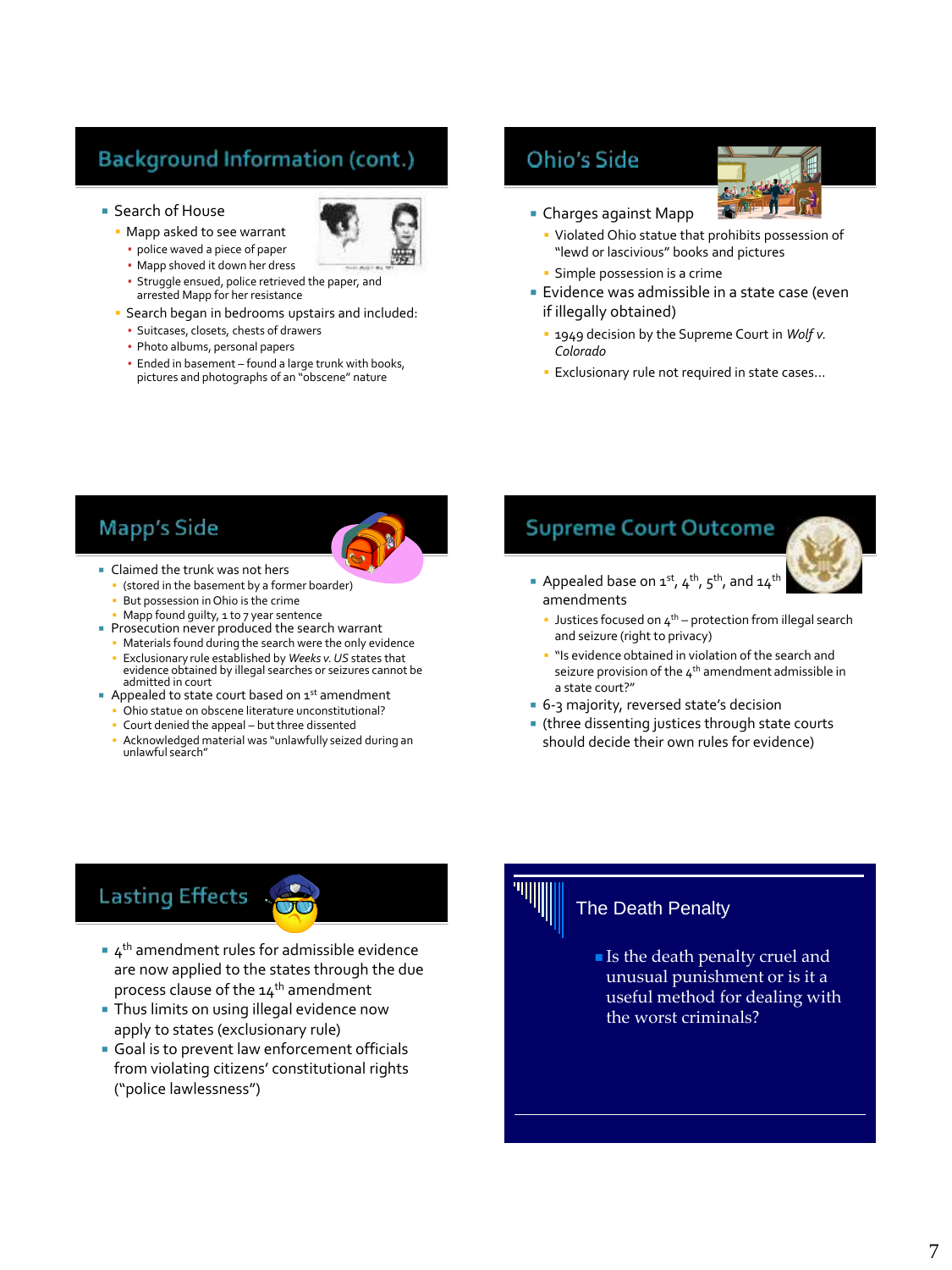## Background Information (cont.)

- Search of House
  - Mapp asked to see warrant
    - police waved a piece of paper
    - Mapp shoved it down her dress
    - Struggle ensued, police retrieved the paper, and arrested Mapp for her resistance
  - Search began in bedrooms upstairs and included:
    - Suitcases, closets, chests of drawers
    - Photo albums, personal papers
    - Ended in basement – found a large trunk with books, pictures and photographs of an "obscene" nature

## Ohio's Side

- Charges against Mapp
  - Violated Ohio statue that prohibits possession of "lewd or lascivious" books and pictures
  - Simple possession is a crime
- Evidence was admissible in a state case (even if illegally obtained)
  - 1949 decision by the Supreme Court in *Wolf v. Colorado*
  - Exclusionary rule not required in state cases…

## Mapp's Side

- Claimed the trunk was not hers
  - (stored in the basement by a former boarder)
  - But possession in Ohio is the crime
  - Mapp found guilty, 1 to 7 year sentence
- Prosecution never produced the search warrant
  - Materials found during the search were the only evidence
  - Exclusionary rule established by *Weeks v. US* states that evidence obtained by illegal searches or seizures cannot be admitted in court
- Appealed to state court based on 1st amendment
  - Ohio statue on obscene literature unconstitutional?
  - Court denied the appeal – but three dissented
  - Acknowledged material was "unlawfully seized during an unlawful search"

## Supreme Court Outcome

- Appealed base on 1st, 4th, 5th, and 14th amendments
  - Justices focused on 4th – protection from illegal search and seizure (right to privacy)
  - "Is evidence obtained in violation of the search and seizure provision of the 4th amendment admissible in a state court?"
- 6-3 majority, reversed state's decision
- (three dissenting justices through state courts should decide their own rules for evidence)

## Lasting Effects

- 4th amendment rules for admissible evidence are now applied to the states through the due process clause of the 14th amendment
- Thus limits on using illegal evidence now apply to states (exclusionary rule)
- Goal is to prevent law enforcement officials from violating citizens' constitutional rights ("police lawlessness")

## The Death Penalty

- Is the death penalty cruel and unusual punishment or is it a useful method for dealing with the worst criminals?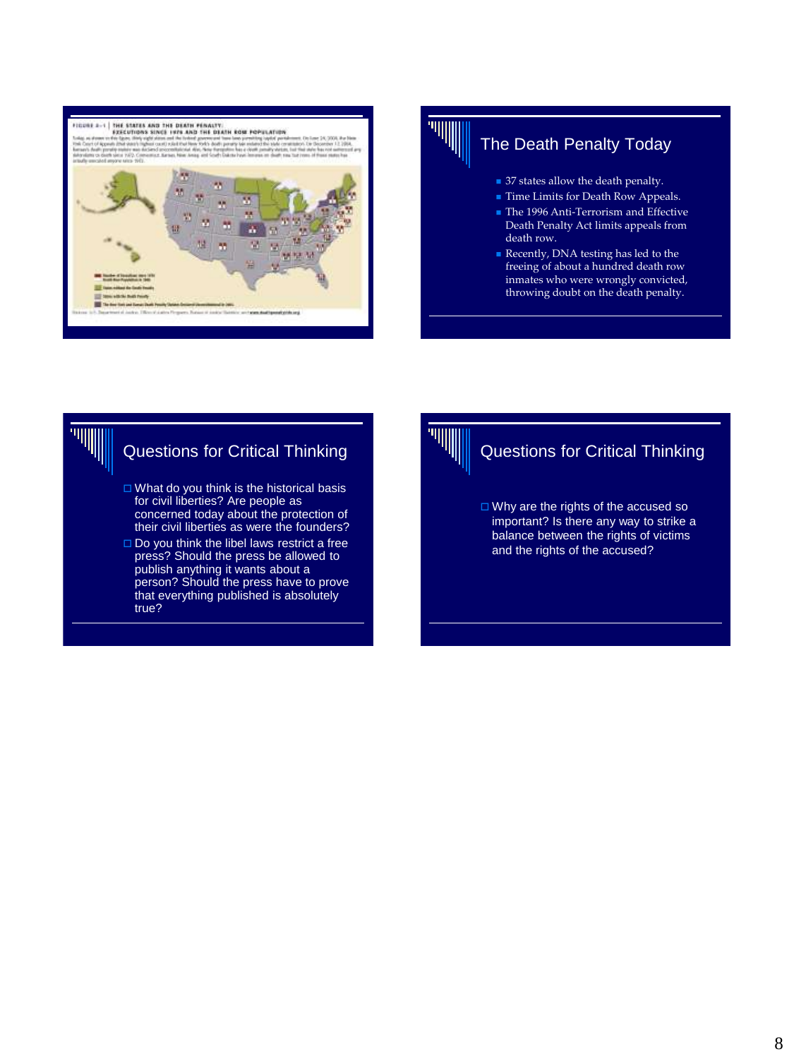FIGURE 4–1 | THE STATES AND THE DEATH PENALTY: EXECUTIONS SINCE 1976 AND THE DEATH ROW POPULATION

## The Death Penalty Today

- 37 states allow the death penalty.
- Time Limits for Death Row Appeals.
- The 1996 Anti-Terrorism and Effective Death Penalty Act limits appeals from death row.
- Recently, DNA testing has led to the freeing of about a hundred death row inmates who were wrongly convicted, throwing doubt on the death penalty.

## Questions for Critical Thinking

- What do you think is the historical basis for civil liberties? Are people as concerned today about the protection of their civil liberties as were the founders?
- Do you think the libel laws restrict a free press? Should the press be allowed to publish anything it wants about a person? Should the press have to prove that everything published is absolutely true?

## Questions for Critical Thinking

- Why are the rights of the accused so important? Is there any way to strike a balance between the rights of victims and the rights of the accused?